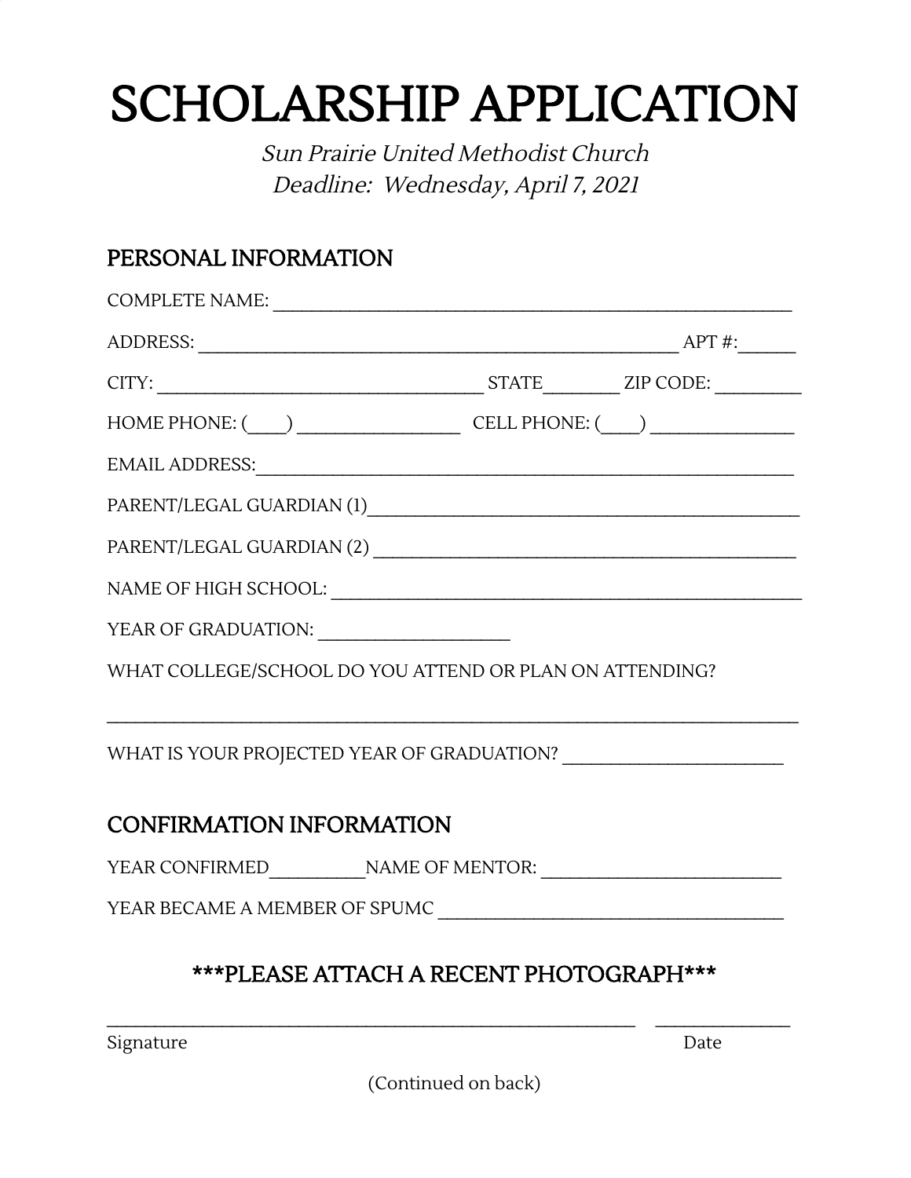# SCHOLARSHIP APPLICATION

*Sun Prairie United Methodist Church*

*Deadline: Wednesday, April 7, 2021*

## PERSONAL INFORMATION

COMPLETE NAME: ___________________________________________________________

ADDRESS: _______________________________________________________ APT #:______

CITY: ______________________________________ STATE________ ZIP CODE: _________

HOME PHONE: (____) _________________ CELL PHONE: (____) _______________

EMAIL ADDRESS:____________________________________________________________

PARENT/LEGAL GUARDIAN (1)_______________________________________________

PARENT/LEGAL GUARDIAN (2) _______________________________________________

NAME OF HIGH SCHOOL: ____________________________________________________

YEAR OF GRADUATION: ____________________

WHAT COLLEGE/SCHOOL DO YOU ATTEND OR PLAN ON ATTENDING?

_____________________________________________________________________________

WHAT IS YOUR PROJECTED YEAR OF GRADUATION? ________________________

## CONFIRMATION INFORMATION

YEAR CONFIRMED__________NAME OF MENTOR: __________________________

YEAR BECAME A MEMBER OF SPUMC ______________________________________

### ***PLEASE ATTACH A RECENT PHOTOGRAPH***

_____________________________________________________________ _______________

Signature Date

(Continued on back)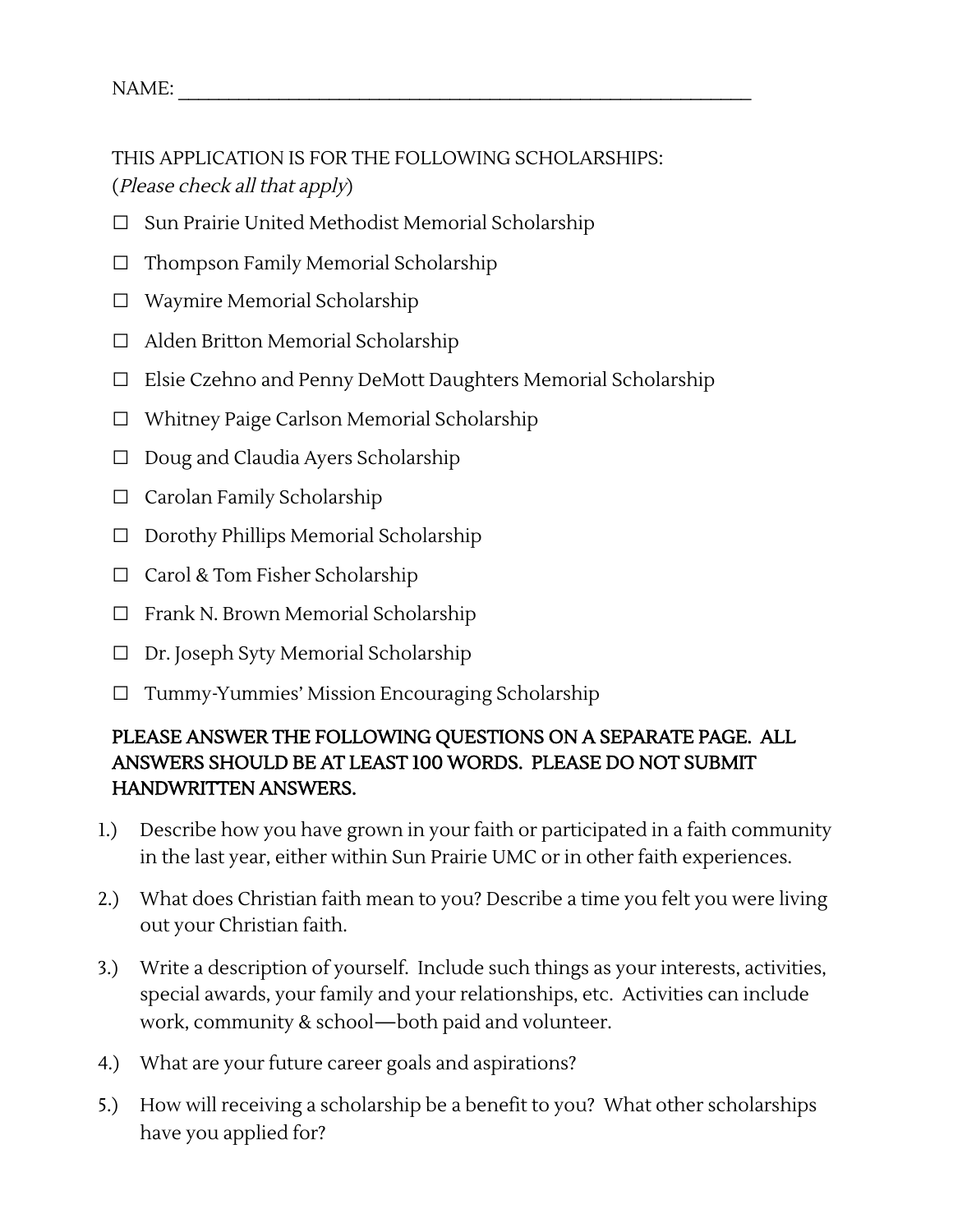NAME: ______________________________________________________________

THIS APPLICATION IS FOR THE FOLLOWING SCHOLARSHIPS:
(*Please check all that apply*)

☐ Sun Prairie United Methodist Memorial Scholarship

☐ Thompson Family Memorial Scholarship

☐ Waymire Memorial Scholarship

☐ Alden Britton Memorial Scholarship

☐ Elsie Czehno and Penny DeMott Daughters Memorial Scholarship

☐ Whitney Paige Carlson Memorial Scholarship

☐ Doug and Claudia Ayers Scholarship

☐ Carolan Family Scholarship

☐ Dorothy Phillips Memorial Scholarship

☐ Carol & Tom Fisher Scholarship

☐ Frank N. Brown Memorial Scholarship

☐ Dr. Joseph Syty Memorial Scholarship

☐ Tummy-Yummies' Mission Encouraging Scholarship

PLEASE ANSWER THE FOLLOWING QUESTIONS ON A SEPARATE PAGE. ALL ANSWERS SHOULD BE AT LEAST 100 WORDS. PLEASE DO NOT SUBMIT HANDWRITTEN ANSWERS.

1.) Describe how you have grown in your faith or participated in a faith community in the last year, either within Sun Prairie UMC or in other faith experiences.

2.) What does Christian faith mean to you? Describe a time you felt you were living out your Christian faith.

3.) Write a description of yourself. Include such things as your interests, activities, special awards, your family and your relationships, etc. Activities can include work, community & school—both paid and volunteer.

4.) What are your future career goals and aspirations?

5.) How will receiving a scholarship be a benefit to you? What other scholarships have you applied for?